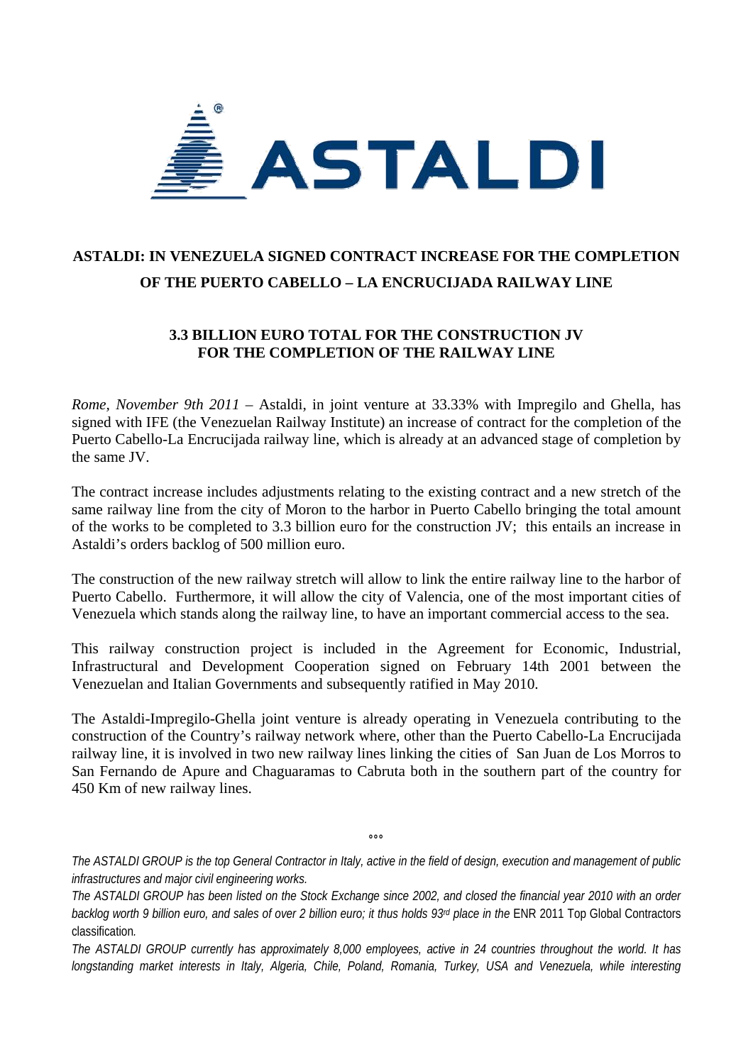# ASTALDI: IN VENEZUELA SIGNED CONTRACT INCREASE FOR THE COMPLETION OF THE PUERTO CABELLO – LA ENCRUCIJADA RAILWAY LINE

## 3.3 BILLION EURO TOTAL FOR THE CONSTRUCTION JV FOR THE COMPLETION OF THE RAILWAY LINE

*Rome, November 9th 2011* – Astaldi, in joint venture at 33.33% with Impregilo and Ghella, has signed with IFE (the Venezuelan Railway Institute) an increase of contract for the completion of the Puerto Cabello-La Encrucijada railway line, which is already at an advanced stage of completion by the same JV.

The contract increase includes adjustments relating to the existing contract and a new stretch of the same railway line from the city of Moron to the harbor in Puerto Cabello bringing the total amount of the works to be completed to 3.3 billion euro for the construction JV; this entails an increase in Astaldi's orders backlog of 500 million euro.

The construction of the new railway stretch will allow to link the entire railway line to the harbor of Puerto Cabello. Furthermore, it will allow the city of Valencia, one of the most important cities of Venezuela which stands along the railway line, to have an important commercial access to the sea.

This railway construction project is included in the Agreement for Economic, Industrial, Infrastructural and Development Cooperation signed on February 14th 2001 between the Venezuelan and Italian Governments and subsequently ratified in May 2010.

The Astaldi-Impregilo-Ghella joint venture is already operating in Venezuela contributing to the construction of the Country's railway network where, other than the Puerto Cabello-La Encrucijada railway line, it is involved in two new railway lines linking the cities of San Juan de Los Morros to San Fernando de Apure and Chaguaramas to Cabruta both in the southern part of the country for 450 Km of new railway lines.

°°°

*The ASTALDI GROUP is the top General Contractor in Italy, active in the field of design, execution and management of public infrastructures and major civil engineering works.*

*The ASTALDI GROUP has been listed on the Stock Exchange since 2002, and closed the financial year 2010 with an order backlog worth 9 billion euro, and sales of over 2 billion euro; it thus holds 93rd place in the* ENR 2011 Top Global Contractors classification*.*

*The ASTALDI GROUP currently has approximately 8,000 employees, active in 24 countries throughout the world. It has longstanding market interests in Italy, Algeria, Chile, Poland, Romania, Turkey, USA and Venezuela, while interesting*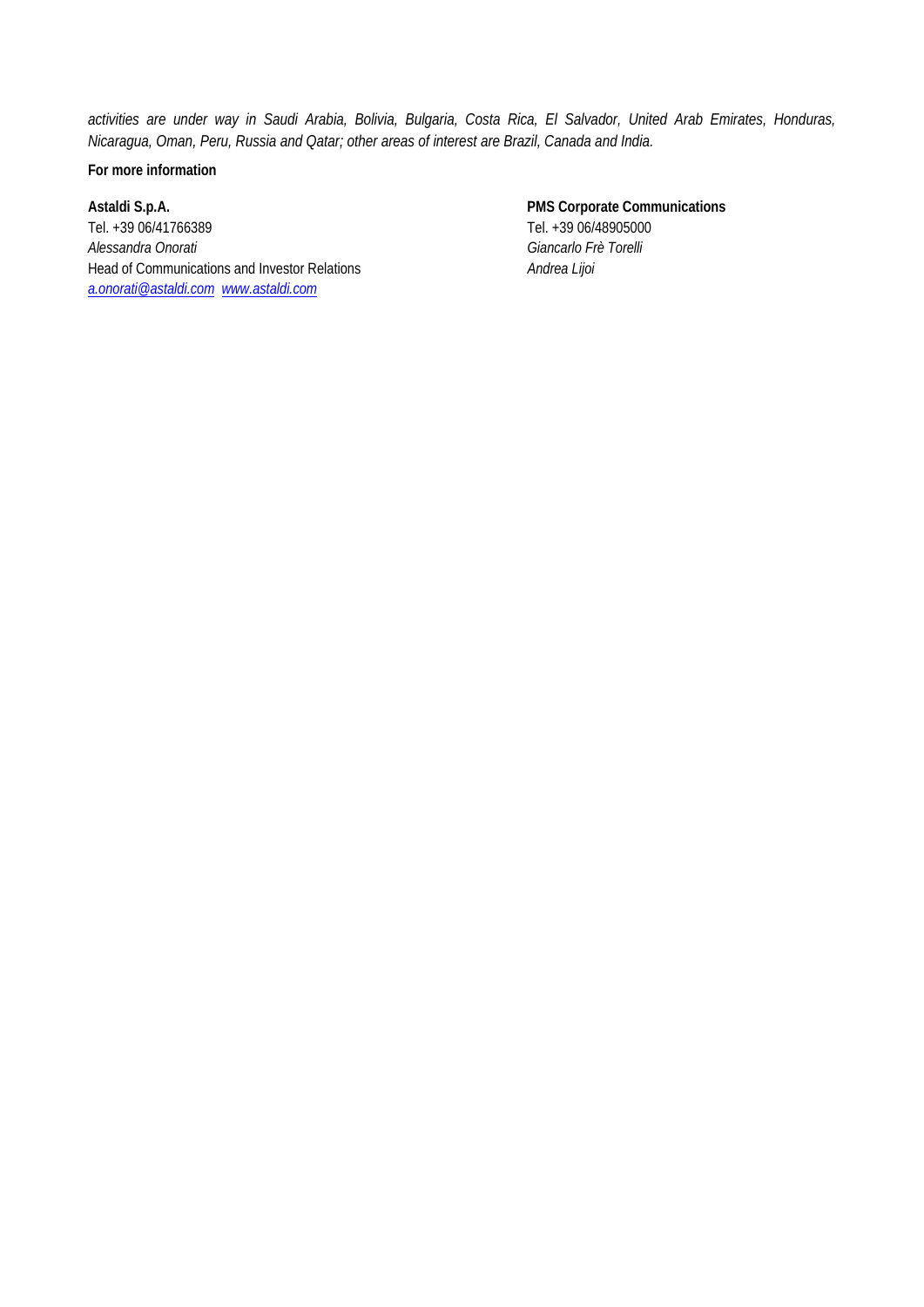*activities are under way in Saudi Arabia, Bolivia, Bulgaria, Costa Rica, El Salvador, United Arab Emirates, Honduras, Nicaragua, Oman, Peru, Russia and Qatar; other areas of interest are Brazil, Canada and India.*

**For more information**

**Astaldi S.p.A.**
Tel. +39 06/41766389
*Alessandra Onorati*
Head of Communications and Investor Relations
*a.onorati@astaldi.com* *www.astaldi.com*

**PMS Corporate Communications**
Tel. +39 06/48905000
*Giancarlo Frè Torelli*
*Andrea Lijoi*